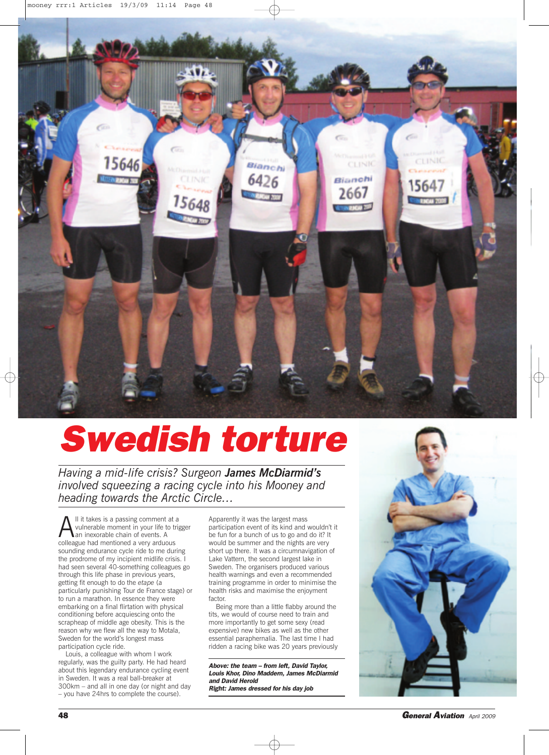# Swedish torture

*Having a mid-life crisis? Surgeon **James McDiarmid's** involved squeezing a racing cycle into his Mooney and heading towards the Arctic Circle…*

All it takes is a passing comment at a vulnerable moment in your life to trigger an inexorable chain of events. A colleague had mentioned a very arduous sounding endurance cycle ride to me during the prodrome of my incipient midlife crisis. I had seen several 40-something colleagues go through this life phase in previous years, getting fit enough to do the *etape* (a particularly punishing Tour de France stage) or to run a marathon. In essence they were embarking on a final flirtation with physical conditioning before acquiescing onto the scrapheap of middle age obesity. This is the reason why we flew all the way to Motala, Sweden for the world's longest mass participation cycle ride.

Louis, a colleague with whom I work regularly, was the guilty party. He had heard about this legendary endurance cycling event in Sweden. It was a real ball-breaker at 300km – and all in one day (or night and day – you have 24hrs to complete the course). Apparently it was the largest mass participation event of its kind and wouldn't it be fun for a bunch of us to go and do it? It would be summer and the nights are very short up there. It was a circumnavigation of Lake Vattern, the second largest lake in Sweden. The organisers produced various health warnings and even a recommended training programme in order to minimise the health risks and maximise the enjoyment factor.

Being more than a little flabby around the tits, we would of course need to train and more importantly to get some sexy (read expensive) new bikes as well as the other essential paraphernalia. The last time I had ridden a racing bike was 20 years previously

**Above: the team – from left, David Taylor, Louis Khor, Dino Maddern, James McDiarmid and David Herold**
**Right: James dressed for his day job**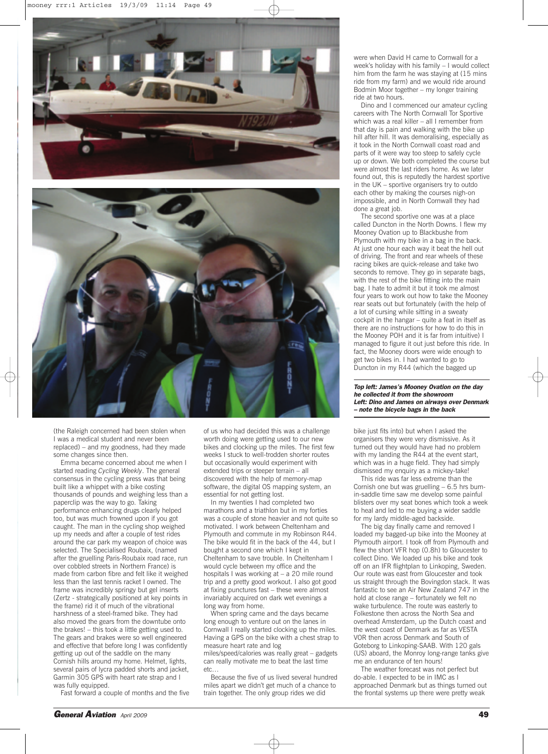(the Raleigh concerned had been stolen when I was a medical student and never been replaced) – and my goodness, had they made some changes since then.

Emma became concerned about me when I started reading *Cycling Weekly*. The general consensus in the cycling press was that being built like a whippet with a bike costing thousands of pounds and weighing less than a paperclip was the way to go. Taking performance enhancing drugs clearly helped too, but was much frowned upon if you got caught. The man in the cycling shop weighed up my needs and after a couple of test rides around the car park my weapon of choice was selected. The Specialised Roubaix, (named after the gruelling Paris-Roubaix road race, run over cobbled streets in Northern France) is made from carbon fibre and felt like it weighed less than the last tennis racket I owned. The frame was incredibly springy but gel inserts (Zertz - strategically positioned at key points in the frame) rid it of much of the vibrational harshness of a steel-framed bike. They had also moved the gears from the downtube onto the brakes! – this took a little getting used to. The gears and brakes were so well engineered and effective that before long I was confidently getting up out of the saddle on the many Cornish hills around my home. Helmet, lights, several pairs of lycra padded shorts and jacket, Garmin 305 GPS with heart rate strap and I was fully equipped.

Fast forward a couple of months and the five of us who had decided this was a challenge worth doing were getting used to our new bikes and clocking up the miles. The first few weeks I stuck to well-trodden shorter routes but occasionally would experiment with extended trips or steeper terrain – all discovered with the help of memory-map software, the digital OS mapping system, an essential for not getting lost.

In my twenties I had completed two marathons and a triathlon but in my forties was a couple of stone heavier and not quite so motivated. I work between Cheltenham and Plymouth and commute in my Robinson R44. The bike would fit in the back of the 44, but I bought a second one which I kept in Cheltenham to save trouble. In Cheltenham I would cycle between my office and the hospitals I was working at – a 20 mile round trip and a pretty good workout. I also got good at fixing punctures fast – these were almost invariably acquired on dark wet evenings a long way from home.

When spring came and the days became long enough to venture out on the lanes in Cornwall I really started clocking up the miles. Having a GPS on the bike with a chest strap to measure heart rate and log miles/speed/calories was really great – gadgets can really motivate me to beat the last time etc…

Because the five of us lived several hundred miles apart we didn't get much of a chance to train together. The only group rides we did were when David H came to Cornwall for a week's holiday with his family – I would collect him from the farm he was staying at (15 mins ride from my farm) and we would ride around Bodmin Moor together – my longer training ride at two hours.

Dino and I commenced our amateur cycling careers with The North Cornwall Tor Sportive which was a real killer – all I remember from that day is pain and walking with the bike up hill after hill. It was demoralising, especially as it took in the North Cornwall coast road and parts of it were way too steep to safely cycle up or down. We both completed the course but were almost the last riders home. As we later found out, this is reputedly the hardest sportive in the UK – sportive organisers try to outdo each other by making the courses nigh-on impossible, and in North Cornwall they had done a great job.

The second sportive one was at a place called Duncton in the North Downs. I flew my Mooney Ovation up to Blackbushe from Plymouth with my bike in a bag in the back. At just one hour each way it beat the hell out of driving. The front and rear wheels of these racing bikes are quick-release and take two seconds to remove. They go in separate bags, with the rest of the bike fitting into the main bag. I hate to admit it but it took me almost four years to work out how to take the Mooney rear seats out but fortunately (with the help of a lot of cursing while sitting in a sweaty cockpit in the hangar – quite a feat in itself as there are no instructions for how to do this in the Mooney POH and it is far from intuitive) I managed to figure it out just before this ride. In fact, the Mooney doors were wide enough to get two bikes in. I had wanted to go to Duncton in my R44 (which the bagged up bike just fits into) but when I asked the organisers they were very dismissive. As it turned out they would have had no problem with my landing the R44 at the event start, which was in a huge field. They had simply dismissed my enquiry as a mickey-take!

This ride was far less extreme than the Cornish one but was gruelling – 6.5 hrs bum-in-saddle time saw me develop some painful blisters over my seat bones which took a week to heal and led to me buying a wider saddle for my lardy middle-aged backside.

The big day finally came and removed I loaded my bagged-up bike into the Mooney at Plymouth airport. I took off from Plymouth and flew the short VFR hop (0.8h) to Gloucester to collect Dino. We loaded up his bike and took off on an IFR flightplan to Linkoping, Sweden. Our route was east from Gloucester and took us straight through the Bovingdon stack. It was fantastic to see an Air New Zealand 747 in the hold at close range – fortunately we felt no wake turbulence. The route was easterly to Folkestone then across the North Sea and overhead Amsterdam, up the Dutch coast and the west coast of Denmark as far as VESTA VOR then across Denmark and South of Goteborg to Linkoping-SAAB. With 120 gals (US) aboard, the Monroy long-range tanks give me an endurance of ten hours!

The weather forecast was not perfect but do-able. I expected to be in IMC as I approached Denmark but as things turned out the frontal systems up there were pretty weak

***Top left: James's Mooney Ovation on the day he collected it from the showroom***
***Left: Dino and James on airways over Denmark – note the bicycle bags in the back***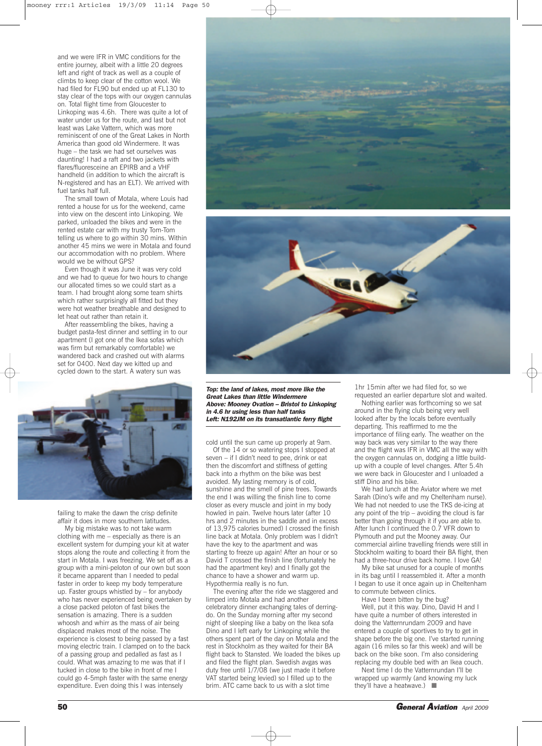and we were IFR in VMC conditions for the entire journey, albeit with a little 20 degrees left and right of track as well as a couple of climbs to keep clear of the cotton wool. We had filed for FL90 but ended up at FL130 to stay clear of the tops with our oxygen cannulas on. Total flight time from Gloucester to Linkoping was 4.6h. There was quite a lot of water under us for the route, and last but not least was Lake Vattern, which was more reminiscent of one of the Great Lakes in North America than good old Windermere. It was huge – the task we had set ourselves was daunting! I had a raft and two jackets with flares/fluoresceine an EPIRB and a VHF handheld (in addition to which the aircraft is N-registered and has an ELT). We arrived with fuel tanks half full.

The small town of Motala, where Louis had rented a house for us for the weekend, came into view on the descent into Linkoping. We parked, unloaded the bikes and were in the rented estate car with my trusty Tom-Tom telling us where to go within 30 mins. Within another 45 mins we were in Motala and found our accommodation with no problem. Where would we be without GPS?

Even though it was June it was very cold and we had to queue for two hours to change our allocated times so we could start as a team. I had brought along some team shirts which rather surprisingly all fitted but they were hot weather breathable and designed to let heat out rather than retain it.

After reassembling the bikes, having a budget pasta-fest dinner and settling in to our apartment (I got one of the Ikea sofas which was firm but remarkably comfortable) we wandered back and crashed out with alarms set for 0400. Next day we kitted up and cycled down to the start. A watery sun was failing to make the dawn the crisp definite affair it does in more southern latitudes.

My big mistake was to not take warm clothing with me – especially as there is an excellent system for dumping your kit at water stops along the route and collecting it from the start in Motala. I was freezing. We set off as a group with a mini-peloton of our own but soon it became apparent than I needed to pedal faster in order to keep my body temperature up. Faster groups whistled by – for anybody who has never experienced being overtaken by a close packed peloton of fast bikes the sensation is amazing. There is a sudden whoosh and whirr as the mass of air being displaced makes most of the noise. The experience is closest to being passed by a fast moving electric train. I clamped on to the back of a passing group and pedalled as fast as I could. What was amazing to me was that if I tucked in close to the bike in front of me I could go 4-5mph faster with the same energy expenditure. Even doing this I was intensely cold until the sun came up properly at 9am.

Of the 14 or so watering stops I stopped at seven – if I didn't need to pee, drink or eat then the discomfort and stiffness of getting back into a rhythm on the bike was best avoided. My lasting memory is of cold, sunshine and the smell of pine trees. Towards the end I was willing the finish line to come closer as every muscle and joint in my body howled in pain. Twelve hours later (after 10 hrs and 2 minutes in the saddle and in excess of 13,975 calories burned) I crossed the finish line back at Motala. Only problem was I didn't have the key to the apartment and was starting to freeze up again! After an hour or so David T crossed the finish line (fortunately he had the apartment key) and I finally got the chance to have a shower and warm up. Hypothermia really is no fun.

The evening after the ride we staggered and limped into Motala and had another celebratory dinner exchanging tales of derring-do. On the Sunday morning after my second night of sleeping like a baby on the Ikea sofa Dino and I left early for Linkoping while the others spent part of the day on Motala and the rest in Stockholm as they waited for their BA flight back to Stansted. We loaded the bikes up and filed the flight plan. Swedish avgas was duty free until 1/7/08 (we just made it before VAT started being levied) so I filled up to the brim. ATC came back to us with a slot time 1hr 15min after we had filed for, so we requested an earlier departure slot and waited.

Nothing earlier was forthcoming so we sat around in the flying club being very well looked after by the locals before eventually departing. This reaffirmed to me the importance of filing early. The weather on the way back was very similar to the way there and the flight was IFR in VMC all the way with the oxygen cannulas on, dodging a little build-up with a couple of level changes. After 5.4h we were back in Gloucester and I unloaded a stiff Dino and his bike.

We had lunch at the Aviator where we met Sarah (Dino's wife and my Cheltenham nurse). We had not needed to use the TKS de-icing at any point of the trip – avoiding the cloud is far better than going through it if you are able to. After lunch I continued the 0.7 VFR down to Plymouth and put the Mooney away. Our commercial airline travelling friends were still in Stockholm waiting to board their BA flight, then had a three-hour drive back home. I love GA!

My bike sat unused for a couple of months in its bag until I reassembled it. After a month I began to use it once again up in Cheltenham to commute between clinics.

Have I been bitten by the bug?

Well, put it this way. Dino, David H and I have quite a number of others interested in doing the Vatternrundam 2009 and have entered a couple of sportives to try to get in shape before the big one. I've started running again (16 miles so far this week) and will be back on the bike soon. I'm also considering replacing my double bed with an Ikea couch.

Next time I do the Vatternrundan I'll be wrapped up warmly (and knowing my luck they'll have a heatwave.) ■

***Top: the land of lakes, most more like the Great Lakes than little Windermere***
***Above: Mooney Ovation – Bristol to Linkoping in 4.6 hr using less than half tanks***
***Left: N192JM on its transatlantic ferry flight***